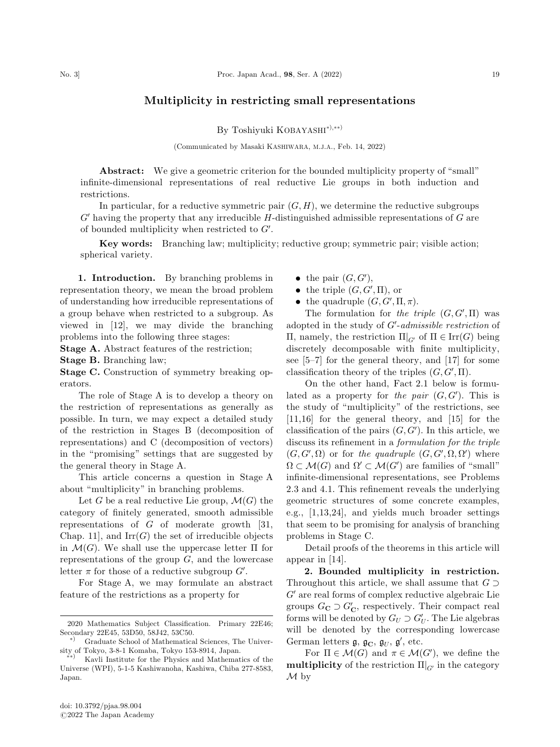# Multiplicity in restricting small representations

By Toshiyuki KOBAYASHI[*),**)]

(Communicated by Masaki KASHIWARA, M.J.A., Feb. 14, 2022)

**Abstract:** We give a geometric criterion for the bounded multiplicity property of "small" infinite-dimensional representations of real reductive Lie groups in both induction and restrictions.

In particular, for a reductive symmetric pair $(G, H)$, we determine the reductive subgroups $G'$ having the property that any irreducible $H$-distinguished admissible representations of $G$ are of bounded multiplicity when restricted to $G'$.

**Key words:** Branching law; multiplicity; reductive group; symmetric pair; visible action; spherical variety.

**1. Introduction.** By branching problems in representation theory, we mean the broad problem of understanding how irreducible representations of a group behave when restricted to a subgroup. As viewed in [12], we may divide the branching problems into the following three stages:

**Stage A.** Abstract features of the restriction;
**Stage B.** Branching law;
**Stage C.** Construction of symmetry breaking operators.

The role of Stage A is to develop a theory on the restriction of representations as generally as possible. In turn, we may expect a detailed study of the restriction in Stages B (decomposition of representations) and C (decomposition of vectors) in the "promising" settings that are suggested by the general theory in Stage A.

This article concerns a question in Stage A about "multiplicity" in branching problems.

Let $G$ be a real reductive Lie group, $\mathcal{M}(G)$ the category of finitely generated, smooth admissible representations of $G$ of moderate growth [31, Chap. 11], and $\mathrm{Irr}(G)$ the set of irreducible objects in $\mathcal{M}(G)$. We shall use the uppercase letter $\Pi$ for representations of the group $G$, and the lowercase letter $\pi$ for those of a reductive subgroup $G'$.

For Stage A, we may formulate an abstract feature of the restrictions as a property for

- the pair $(G, G')$,
- the triple $(G, G', \Pi)$, or
- the quadruple $(G, G', \Pi, \pi)$.

The formulation for *the triple* $(G, G', \Pi)$ was adopted in the study of *$G'$-admissible restriction* of $\Pi$, namely, the restriction $\Pi|_{G'}$ of $\Pi \in \mathrm{Irr}(G)$ being discretely decomposable with finite multiplicity, see [5–7] for the general theory, and [17] for some classification theory of the triples $(G, G', \Pi)$.

On the other hand, Fact 2.1 below is formulated as a property for *the pair* $(G, G')$. This is the study of "multiplicity" of the restrictions, see [11,16] for the general theory, and [15] for the classification of the pairs $(G, G')$. In this article, we discuss its refinement in a *formulation for the triple* $(G, G', \Omega)$ or for *the quadruple* $(G, G', \Omega, \Omega')$ where $\Omega \subset \mathcal{M}(G)$ and $\Omega' \subset \mathcal{M}(G')$ are families of "small" infinite-dimensional representations, see Problems 2.3 and 4.1. This refinement reveals the underlying geometric structures of some concrete examples, e.g., [1,13,24], and yields much broader settings that seem to be promising for analysis of branching problems in Stage C.

Detail proofs of the theorems in this article will appear in [14].

**2. Bounded multiplicity in restriction.** Throughout this article, we shall assume that $G \supset G'$ are real forms of complex reductive algebraic Lie groups $G_{\mathbf{C}} \supset G'_{\mathbf{C}}$, respectively. Their compact real forms will be denoted by $G_U \supset G'_U$. The Lie algebras will be denoted by the corresponding lowercase German letters $\mathfrak{g}$, $\mathfrak{g}_{\mathbf{C}}$, $\mathfrak{g}_U$, $\mathfrak{g}'$, etc.

For $\Pi \in \mathcal{M}(G)$ and $\pi \in \mathcal{M}(G')$, we define the **multiplicity** of the restriction $\Pi|_{G'}$ in the category $\mathcal{M}$ by

---

2020 Mathematics Subject Classification. Primary 22E46; Secondary 22E45, 53D50, 58J42, 53C50.

*) Graduate School of Mathematical Sciences, The University of Tokyo, 3-8-1 Komaba, Tokyo 153-8914, Japan.

**) Kavli Institute for the Physics and Mathematics of the Universe (WPI), 5-1-5 Kashiwanoha, Kashiwa, Chiba 277-8583, Japan.

doi: 10.3792/pjaa.98.004
©2022 The Japan Academy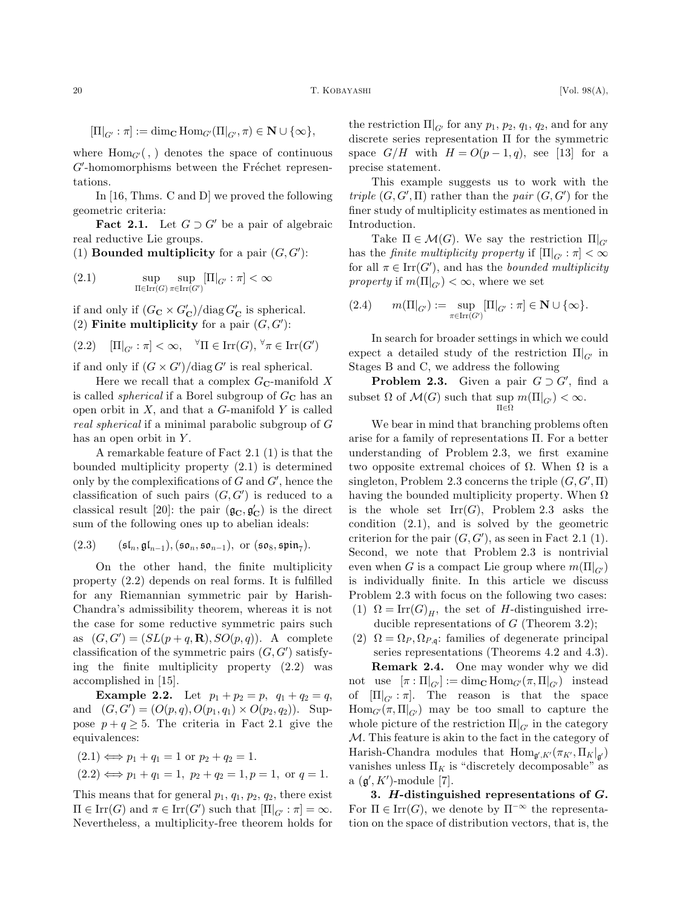$$[\Pi|_{G'} : \pi] := \dim_{\mathbf{C}} \operatorname{Hom}_{G'}(\Pi|_{G'}, \pi) \in \mathbf{N} \cup \{\infty\},$$

where $\operatorname{Hom}_{G'}(\ ,\ )$ denotes the space of continuous $G'$-homomorphisms between the Fréchet representations.

In [16, Thms. C and D] we proved the following geometric criteria:

**Fact 2.1.** Let $G \supset G'$ be a pair of algebraic real reductive Lie groups.

(1) **Bounded multiplicity** for a pair $(G, G')$:

$$\sup_{\Pi \in \operatorname{Irr}(G)} \sup_{\pi \in \operatorname{Irr}(G')} [\Pi|_{G'} : \pi] < \infty \tag{2.1}$$

if and only if $(G_{\mathbf{C}} \times G'_{\mathbf{C}})/\operatorname{diag} G'_{\mathbf{C}}$ is spherical.

(2) **Finite multiplicity** for a pair $(G, G')$:

$$[\Pi|_{G'} : \pi] < \infty, \quad {}^{\forall}\Pi \in \operatorname{Irr}(G), \ {}^{\forall}\pi \in \operatorname{Irr}(G') \tag{2.2}$$

if and only if $(G \times G')/\operatorname{diag} G'$ is real spherical.

Here we recall that a complex $G_{\mathbf{C}}$-manifold $X$ is called *spherical* if a Borel subgroup of $G_{\mathbf{C}}$ has an open orbit in $X$, and that a $G$-manifold $Y$ is called *real spherical* if a minimal parabolic subgroup of $G$ has an open orbit in $Y$.

A remarkable feature of Fact 2.1 (1) is that the bounded multiplicity property (2.1) is determined only by the complexifications of $G$ and $G'$, hence the classification of such pairs $(G, G')$ is reduced to a classical result [20]: the pair $(\mathfrak{g}_{\mathbf{C}}, \mathfrak{g}'_{\mathbf{C}})$ is the direct sum of the following ones up to abelian ideals:

$$(\mathfrak{sl}_n, \mathfrak{gl}_{n-1}), (\mathfrak{so}_n, \mathfrak{so}_{n-1}), \text{ or } (\mathfrak{so}_8, \mathfrak{spin}_7). \tag{2.3}$$

On the other hand, the finite multiplicity property (2.2) depends on real forms. It is fulfilled for any Riemannian symmetric pair by Harish-Chandra's admissibility theorem, whereas it is not the case for some reductive symmetric pairs such as $(G, G') = (SL(p+q, \mathbf{R}), SO(p,q))$. A complete classification of the symmetric pairs $(G, G')$ satisfying the finite multiplicity property (2.2) was accomplished in [15].

**Example 2.2.** Let $p_1 + p_2 = p$, $q_1 + q_2 = q$, and $(G, G') = (O(p,q), O(p_1,q_1) \times O(p_2,q_2))$. Suppose $p + q \geq 5$. The criteria in Fact 2.1 give the equivalences:

(2.1) $\iff p_1 + q_1 = 1$ or $p_2 + q_2 = 1$.

(2.2) $\iff p_1 + q_1 = 1$, $p_2 + q_2 = 1, p = 1$, or $q = 1$.

This means that for general $p_1$, $q_1$, $p_2$, $q_2$, there exist $\Pi \in \operatorname{Irr}(G)$ and $\pi \in \operatorname{Irr}(G')$ such that $[\Pi|_{G'} : \pi] = \infty$. Nevertheless, a multiplicity-free theorem holds for the restriction $\Pi|_{G'}$ for any $p_1$, $p_2$, $q_1$, $q_2$, and for any discrete series representation $\Pi$ for the symmetric space $G/H$ with $H = O(p-1, q)$, see [13] for a precise statement.

This example suggests us to work with the *triple* $(G, G', \Pi)$ rather than the *pair* $(G, G')$ for the finer study of multiplicity estimates as mentioned in Introduction.

Take $\Pi \in \mathcal{M}(G)$. We say the restriction $\Pi|_{G'}$ has the *finite multiplicity property* if $[\Pi|_{G'} : \pi] < \infty$ for all $\pi \in \operatorname{Irr}(G')$, and has the *bounded multiplicity property* if $m(\Pi|_{G'}) < \infty$, where we set

$$m(\Pi|_{G'}) := \sup_{\pi \in \operatorname{Irr}(G')} [\Pi|_{G'} : \pi] \in \mathbf{N} \cup \{\infty\}. \tag{2.4}$$

In search for broader settings in which we could expect a detailed study of the restriction $\Pi|_{G'}$ in Stages B and C, we address the following

**Problem 2.3.** Given a pair $G \supset G'$, find a subset $\Omega$ of $\mathcal{M}(G)$ such that $\sup_{\Pi \in \Omega} m(\Pi|_{G'}) < \infty$.

We bear in mind that branching problems often arise for a family of representations $\Pi$. For a better understanding of Problem 2.3, we first examine two opposite extremal choices of $\Omega$. When $\Omega$ is a singleton, Problem 2.3 concerns the triple $(G, G', \Pi)$ having the bounded multiplicity property. When $\Omega$ is the whole set $\operatorname{Irr}(G)$, Problem 2.3 asks the condition (2.1), and is solved by the geometric criterion for the pair $(G, G')$, as seen in Fact 2.1 (1). Second, we note that Problem 2.3 is nontrivial even when $G$ is a compact Lie group where $m(\Pi|_{G'})$ is individually finite. In this article we discuss Problem 2.3 with focus on the following two cases:

(1) $\Omega = \operatorname{Irr}(G)_H$, the set of $H$-distinguished irreducible representations of $G$ (Theorem 3.2);

(2) $\Omega = \Omega_P, \Omega_{P,\mathfrak{q}}$: families of degenerate principal series representations (Theorems 4.2 and 4.3).

**Remark 2.4.** One may wonder why we did not use $[\pi : \Pi|_{G'}] := \dim_{\mathbf{C}} \operatorname{Hom}_{G'}(\pi, \Pi|_{G'})$ instead of $[\Pi|_{G'} : \pi]$. The reason is that the space $\operatorname{Hom}_{G'}(\pi, \Pi|_{G'})$ may be too small to capture the whole picture of the restriction $\Pi|_{G'}$ in the category $\mathcal{M}$. This feature is akin to the fact in the category of Harish-Chandra modules that $\operatorname{Hom}_{\mathfrak{g}', K'}(\pi_{K'}, \Pi_K|_{\mathfrak{g}'})$ vanishes unless $\Pi_K$ is "discretely decomposable" as a $(\mathfrak{g}', K')$-module [7].

## 3. *H*-distinguished representations of *G*.

For $\Pi \in \operatorname{Irr}(G)$, we denote by $\Pi^{-\infty}$ the representation on the space of distribution vectors, that is, the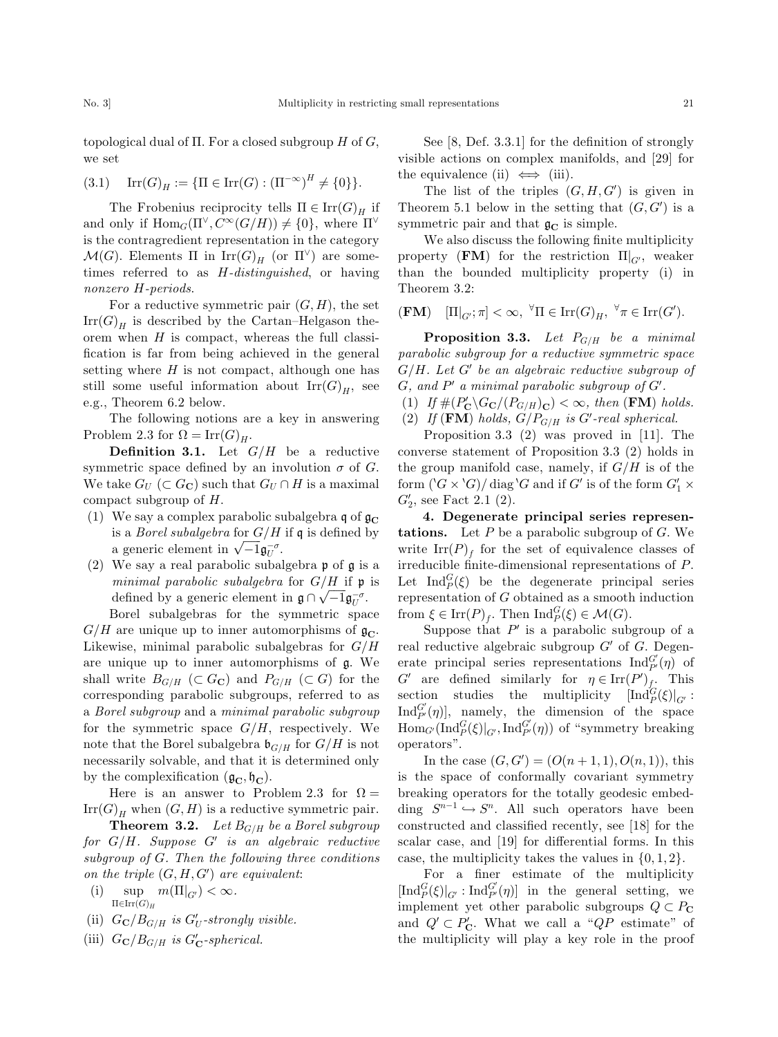topological dual of Π. For a closed subgroup $H$ of $G$, we set

$$\operatorname{Irr}(G)_H := \{\Pi \in \operatorname{Irr}(G) : (\Pi^{-\infty})^H \neq \{0\}\}. \tag{3.1}$$

The Frobenius reciprocity tells $\Pi \in \operatorname{Irr}(G)_H$ if and only if $\operatorname{Hom}_G(\Pi^\vee, C^\infty(G/H)) \neq \{0\}$, where $\Pi^\vee$ is the contragredient representation in the category $\mathcal{M}(G)$. Elements $\Pi$ in $\operatorname{Irr}(G)_H$ (or $\Pi^\vee$) are sometimes referred to as $H$-*distinguished*, or having *nonzero* $H$-*periods*.

For a reductive symmetric pair $(G, H)$, the set $\operatorname{Irr}(G)_H$ is described by the Cartan–Helgason theorem when $H$ is compact, whereas the full classification is far from being achieved in the general setting where $H$ is not compact, although one has still some useful information about $\operatorname{Irr}(G)_H$, see e.g., Theorem 6.2 below.

The following notions are a key in answering Problem 2.3 for $\Omega = \operatorname{Irr}(G)_H$.

**Definition 3.1.** Let $G/H$ be a reductive symmetric space defined by an involution $\sigma$ of $G$. We take $G_U$ ($\subset G_{\mathbf{C}}$) such that $G_U \cap H$ is a maximal compact subgroup of $H$.

(1) We say a complex parabolic subalgebra $\mathfrak{q}$ of $\mathfrak{g}_{\mathbf{C}}$ is a *Borel subalgebra* for $G/H$ if $\mathfrak{q}$ is defined by a generic element in $\sqrt{-1}\mathfrak{g}_U^{-\sigma}$.

(2) We say a real parabolic subalgebra $\mathfrak{p}$ of $\mathfrak{g}$ is a *minimal parabolic subalgebra* for $G/H$ if $\mathfrak{p}$ is defined by a generic element in $\mathfrak{g} \cap \sqrt{-1}\mathfrak{g}_U^{-\sigma}$.

Borel subalgebras for the symmetric space $G/H$ are unique up to inner automorphisms of $\mathfrak{g}_{\mathbf{C}}$. Likewise, minimal parabolic subalgebras for $G/H$ are unique up to inner automorphisms of $\mathfrak{g}$. We shall write $B_{G/H}$ ($\subset G_{\mathbf{C}}$) and $P_{G/H}$ ($\subset G$) for the corresponding parabolic subgroups, referred to as a *Borel subgroup* and a *minimal parabolic subgroup* for the symmetric space $G/H$, respectively. We note that the Borel subalgebra $\mathfrak{b}_{G/H}$ for $G/H$ is not necessarily solvable, and that it is determined only by the complexification $(\mathfrak{g}_{\mathbf{C}}, \mathfrak{h}_{\mathbf{C}})$.

Here is an answer to Problem 2.3 for $\Omega = \operatorname{Irr}(G)_H$ when $(G, H)$ is a reductive symmetric pair.

**Theorem 3.2.** *Let $B_{G/H}$ be a Borel subgroup for $G/H$. Suppose $G'$ is an algebraic reductive subgroup of $G$. Then the following three conditions on the triple $(G, H, G')$ are equivalent*:

(i) $\sup_{\Pi \in \operatorname{Irr}(G)_H} m(\Pi|_{G'}) < \infty$.

(ii) $G_{\mathbf{C}}/B_{G/H}$ *is $G'_U$-strongly visible.*

(iii) $G_{\mathbf{C}}/B_{G/H}$ *is $G'_{\mathbf{C}}$-spherical.*

See [8, Def. 3.3.1] for the definition of strongly visible actions on complex manifolds, and [29] for the equivalence (ii) $\iff$ (iii).

The list of the triples $(G, H, G')$ is given in Theorem 5.1 below in the setting that $(G, G')$ is a symmetric pair and that $\mathfrak{g}_{\mathbf{C}}$ is simple.

We also discuss the following finite multiplicity property (**FM**) for the restriction $\Pi|_{G'}$, weaker than the bounded multiplicity property (i) in Theorem 3.2:

(**FM**) $\quad [\Pi|_{G'} ; \pi] < \infty, \ {}^\forall\Pi \in \operatorname{Irr}(G)_H, \ {}^\forall\pi \in \operatorname{Irr}(G')$.

**Proposition 3.3.** *Let $P_{G/H}$ be a minimal parabolic subgroup for a reductive symmetric space $G/H$. Let $G'$ be an algebraic reductive subgroup of $G$, and $P'$ a minimal parabolic subgroup of $G'$.*

(1) *If $\#(P'_{\mathbf{C}} \backslash G_{\mathbf{C}}/(P_{G/H})_{\mathbf{C}}) < \infty$, then* (**FM**) *holds.*

(2) *If* (**FM**) *holds, $G/P_{G/H}$ is $G'$-real spherical.*

Proposition 3.3 (2) was proved in [11]. The converse statement of Proposition 3.3 (2) holds in the group manifold case, namely, if $G/H$ is of the form $({}^\backprime G \times {}^\backprime G)/\operatorname{diag} {}^\backprime G$ and if $G'$ is of the form $G'_1 \times G'_2$, see Fact 2.1 (2).

**4. Degenerate principal series representations.** Let $P$ be a parabolic subgroup of $G$. We write $\operatorname{Irr}(P)_f$ for the set of equivalence classes of irreducible finite-dimensional representations of $P$. Let $\operatorname{Ind}_P^G(\xi)$ be the degenerate principal series representation of $G$ obtained as a smooth induction from $\xi \in \operatorname{Irr}(P)_f$. Then $\operatorname{Ind}_P^G(\xi) \in \mathcal{M}(G)$.

Suppose that $P'$ is a parabolic subgroup of a real reductive algebraic subgroup $G'$ of $G$. Degenerate principal series representations $\operatorname{Ind}_{P'}^{G'}(\eta)$ of $G'$ are defined similarly for $\eta \in \operatorname{Irr}(P')_f$. This section studies the multiplicity $[\operatorname{Ind}_P^G(\xi)|_{G'} : \operatorname{Ind}_{P'}^{G'}(\eta)]$, namely, the dimension of the space $\operatorname{Hom}_{G'}(\operatorname{Ind}_P^G(\xi)|_{G'}, \operatorname{Ind}_{P'}^{G'}(\eta))$ of "symmetry breaking operators".

In the case $(G, G') = (O(n+1, 1), O(n, 1))$, this is the space of conformally covariant symmetry breaking operators for the totally geodesic embedding $S^{n-1} \hookrightarrow S^n$. All such operators have been constructed and classified recently, see [18] for the scalar case, and [19] for differential forms. In this case, the multiplicity takes the values in $\{0, 1, 2\}$.

For a finer estimate of the multiplicity $[\operatorname{Ind}_P^G(\xi)|_{G'} : \operatorname{Ind}_{P'}^{G'}(\eta)]$ in the general setting, we implement yet other parabolic subgroups $Q \subset P_{\mathbf{C}}$ and $Q' \subset P'_{\mathbf{C}}$. What we call a "$QP$ estimate" of the multiplicity will play a key role in the proof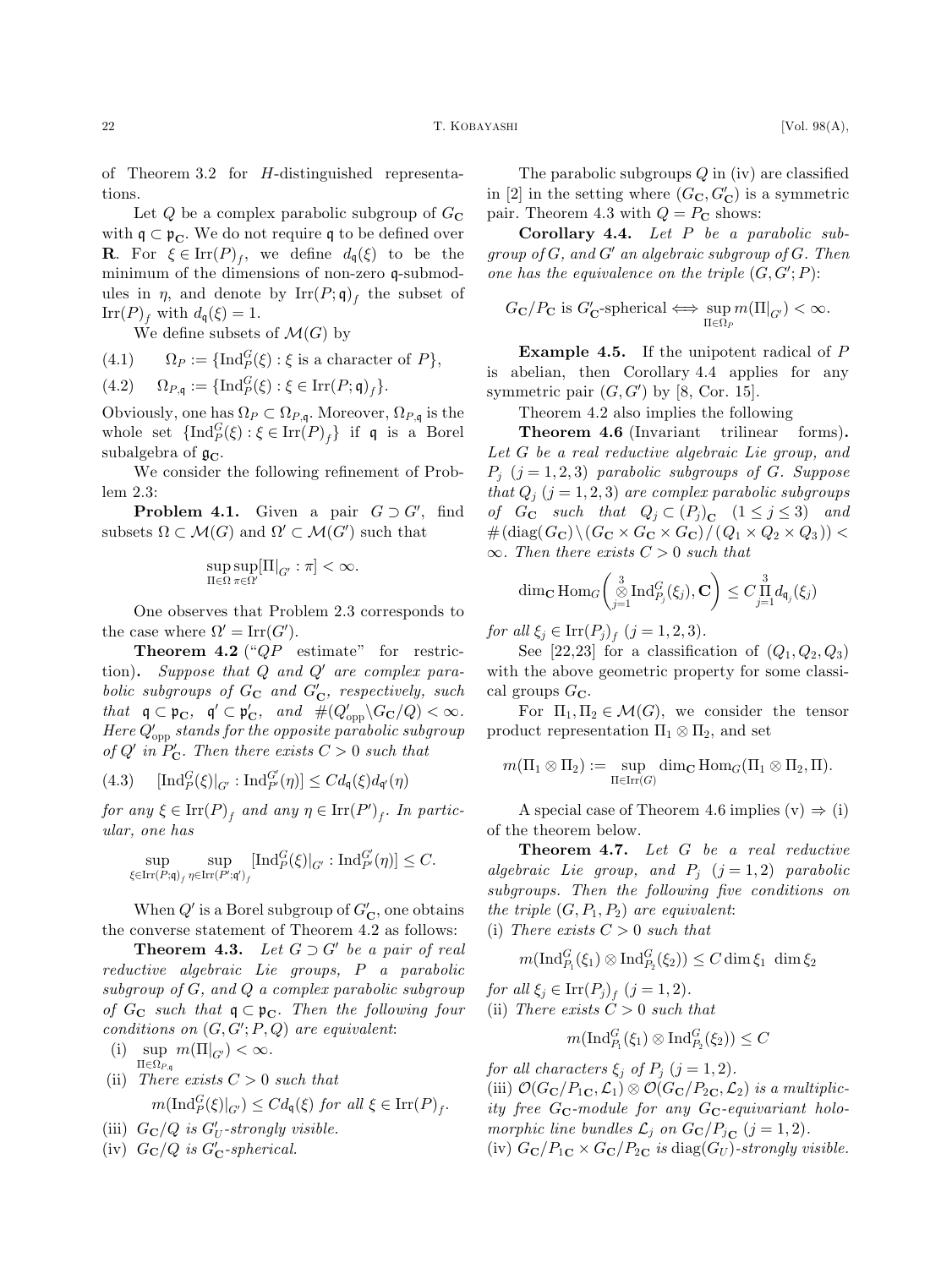of Theorem 3.2 for $H$-distinguished representations.

Let $Q$ be a complex parabolic subgroup of $G_{\mathbf{C}}$ with $\mathfrak{q} \subset \mathfrak{p}_{\mathbf{C}}$. We do not require $\mathfrak{q}$ to be defined over $\mathbf{R}$. For $\xi \in \mathrm{Irr}(P)_f$, we define $d_{\mathfrak{q}}(\xi)$ to be the minimum of the dimensions of non-zero $\mathfrak{q}$-submodules in $\eta$, and denote by $\mathrm{Irr}(P;\mathfrak{q})_f$ the subset of $\mathrm{Irr}(P)_f$ with $d_{\mathfrak{q}}(\xi) = 1$.

We define subsets of $\mathcal{M}(G)$ by

$$\Omega_P := \{\mathrm{Ind}_P^G(\xi) : \xi \text{ is a character of } P\}, \tag{4.1}$$

$$\Omega_{P,\mathfrak{q}} := \{\mathrm{Ind}_P^G(\xi) : \xi \in \mathrm{Irr}(P;\mathfrak{q})_f\}. \tag{4.2}$$

Obviously, one has $\Omega_P \subset \Omega_{P,\mathfrak{q}}$. Moreover, $\Omega_{P,\mathfrak{q}}$ is the whole set $\{\mathrm{Ind}_P^G(\xi) : \xi \in \mathrm{Irr}(P)_f\}$ if $\mathfrak{q}$ is a Borel subalgebra of $\mathfrak{g}_{\mathbf{C}}$.

We consider the following refinement of Problem 2.3:

**Problem 4.1.** Given a pair $G \supset G'$, find subsets $\Omega \subset \mathcal{M}(G)$ and $\Omega' \subset \mathcal{M}(G')$ such that

$$\sup_{\Pi \in \Omega} \sup_{\pi \in \Omega'} [\Pi|_{G'} : \pi] < \infty.$$

One observes that Problem 2.3 corresponds to the case where $\Omega' = \mathrm{Irr}(G')$.

**Theorem 4.2** ("$QP$ estimate" for restriction)**.** *Suppose that $Q$ and $Q'$ are complex parabolic subgroups of $G_{\mathbf{C}}$ and $G'_{\mathbf{C}}$, respectively, such that $\mathfrak{q} \subset \mathfrak{p}_{\mathbf{C}}$, $\mathfrak{q}' \subset \mathfrak{p}'_{\mathbf{C}}$, and $\#(Q'_{\mathrm{opp}} \backslash G_{\mathbf{C}}/Q) < \infty$. Here $Q'_{\mathrm{opp}}$ stands for the opposite parabolic subgroup of $Q'$ in $P'_{\mathbf{C}}$. Then there exists $C > 0$ such that*

$$[\mathrm{Ind}_P^G(\xi)|_{G'} : \mathrm{Ind}_{P'}^{G'}(\eta)] \le C d_{\mathfrak{q}}(\xi) d_{\mathfrak{q}'}(\eta) \tag{4.3}$$

*for any $\xi \in \mathrm{Irr}(P)_f$ and any $\eta \in \mathrm{Irr}(P')_f$. In particular, one has*

$$\sup_{\xi \in \mathrm{Irr}(P;\mathfrak{q})_f} \sup_{\eta \in \mathrm{Irr}(P';\mathfrak{q}')_f} [\mathrm{Ind}_P^G(\xi)|_{G'} : \mathrm{Ind}_{P'}^{G'}(\eta)] \le C.$$

When $Q'$ is a Borel subgroup of $G'_{\mathbf{C}}$, one obtains the converse statement of Theorem 4.2 as follows:

**Theorem 4.3.** *Let $G \supset G'$ be a pair of real reductive algebraic Lie groups, $P$ a parabolic subgroup of $G$, and $Q$ a complex parabolic subgroup of $G_{\mathbf{C}}$ such that $\mathfrak{q} \subset \mathfrak{p}_{\mathbf{C}}$. Then the following four conditions on $(G, G'; P, Q)$ are equivalent:*

(i) $\sup_{\Pi \in \Omega_{P,\mathfrak{q}}} m(\Pi|_{G'}) < \infty$.

(ii) *There exists $C > 0$ such that*

$$m(\mathrm{Ind}_P^G(\xi)|_{G'}) \le C d_{\mathfrak{q}}(\xi) \text{ for all } \xi \in \mathrm{Irr}(P)_f.$$

(iii) *$G_{\mathbf{C}}/Q$ is $G'_U$-strongly visible.*

(iv) *$G_{\mathbf{C}}/Q$ is $G'_{\mathbf{C}}$-spherical.*

The parabolic subgroups $Q$ in (iv) are classified in [2] in the setting where $(G_{\mathbf{C}}, G'_{\mathbf{C}})$ is a symmetric pair. Theorem 4.3 with $Q = P_{\mathbf{C}}$ shows:

**Corollary 4.4.** *Let $P$ be a parabolic subgroup of $G$, and $G'$ an algebraic subgroup of $G$. Then one has the equivalence on the triple $(G, G'; P)$:*

$$G_{\mathbf{C}}/P_{\mathbf{C}} \text{ is } G'_{\mathbf{C}}\text{-spherical} \Longleftrightarrow \sup_{\Pi \in \Omega_P} m(\Pi|_{G'}) < \infty.$$

**Example 4.5.** If the unipotent radical of $P$ is abelian, then Corollary 4.4 applies for any symmetric pair $(G, G')$ by [8, Cor. 15].

Theorem 4.2 also implies the following

**Theorem 4.6** (Invariant trilinear forms)**.** *Let $G$ be a real reductive algebraic Lie group, and $P_j$ $(j = 1, 2, 3)$ parabolic subgroups of $G$. Suppose that $Q_j$ $(j = 1, 2, 3)$ are complex parabolic subgroups of $G_{\mathbf{C}}$ such that $Q_j \subset (P_j)_{\mathbf{C}}$ $(1 \le j \le 3)$ and $\#(\mathrm{diag}(G_{\mathbf{C}}) \backslash (G_{\mathbf{C}} \times G_{\mathbf{C}} \times G_{\mathbf{C}})/(Q_1 \times Q_2 \times Q_3)) < \infty$. Then there exists $C > 0$ such that*

$$\dim_{\mathbf{C}} \mathrm{Hom}_G\left(\bigotimes_{j=1}^{3} \mathrm{Ind}_{P_j}^G(\xi_j), \mathbf{C}\right) \le C \prod_{j=1}^{3} d_{\mathfrak{q}_j}(\xi_j)$$

*for all $\xi_j \in \mathrm{Irr}(P_j)_f$ $(j = 1, 2, 3)$.*

See [22,23] for a classification of $(Q_1, Q_2, Q_3)$ with the above geometric property for some classical groups $G_{\mathbf{C}}$.

For $\Pi_1, \Pi_2 \in \mathcal{M}(G)$, we consider the tensor product representation $\Pi_1 \otimes \Pi_2$, and set

$$m(\Pi_1 \otimes \Pi_2) := \sup_{\Pi \in \mathrm{Irr}(G)} \dim_{\mathbf{C}} \mathrm{Hom}_G(\Pi_1 \otimes \Pi_2, \Pi).$$

A special case of Theorem 4.6 implies (v) $\Rightarrow$ (i) of the theorem below.

**Theorem 4.7.** *Let $G$ be a real reductive algebraic Lie group, and $P_j$ $(j = 1, 2)$ parabolic subgroups. Then the following five conditions on the triple $(G, P_1, P_2)$ are equivalent:*

(i) *There exists $C > 0$ such that*

$$m(\mathrm{Ind}_{P_1}^G(\xi_1) \otimes \mathrm{Ind}_{P_2}^G(\xi_2)) \le C \dim \xi_1 \ \dim \xi_2$$

*for all $\xi_j \in \mathrm{Irr}(P_j)_f$ $(j = 1, 2)$.*

(ii) *There exists $C > 0$ such that*

$$m(\mathrm{Ind}_{P_1}^G(\xi_1) \otimes \mathrm{Ind}_{P_2}^G(\xi_2)) \le C$$

*for all characters $\xi_j$ of $P_j$ $(j = 1, 2)$.*

(iii) *$\mathcal{O}(G_{\mathbf{C}}/P_{1\mathbf{C}}, \mathcal{L}_1) \otimes \mathcal{O}(G_{\mathbf{C}}/P_{2\mathbf{C}}, \mathcal{L}_2)$ is a multiplicity free $G_{\mathbf{C}}$-module for any $G_{\mathbf{C}}$-equivariant holomorphic line bundles $\mathcal{L}_j$ on $G_{\mathbf{C}}/P_{j\mathbf{C}}$ $(j = 1, 2)$.*

(iv) *$G_{\mathbf{C}}/P_{1\mathbf{C}} \times G_{\mathbf{C}}/P_{2\mathbf{C}}$ is $\mathrm{diag}(G_U)$-strongly visible.*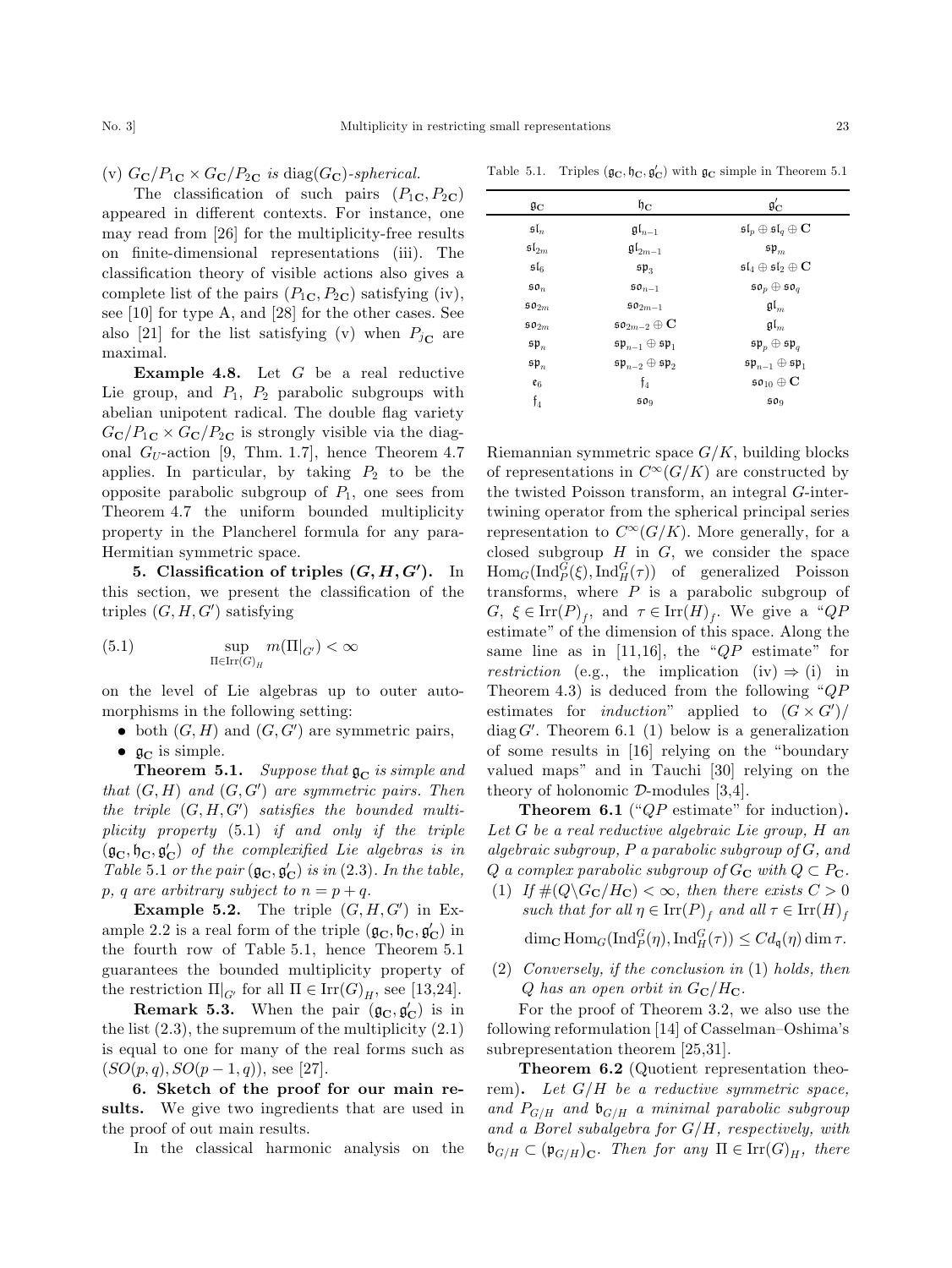(v) $G_{\mathbf{C}}/P_{1\mathbf{C}} \times G_{\mathbf{C}}/P_{2\mathbf{C}}$ *is* $\operatorname{diag}(G_{\mathbf{C}})$*-spherical.*

The classification of such pairs $(P_{1\mathbf{C}}, P_{2\mathbf{C}})$ appeared in different contexts. For instance, one may read from [26] for the multiplicity-free results on finite-dimensional representations (iii). The classification theory of visible actions also gives a complete list of the pairs $(P_{1\mathbf{C}}, P_{2\mathbf{C}})$ satisfying (iv), see [10] for type A, and [28] for the other cases. See also [21] for the list satisfying (v) when $P_{j\mathbf{C}}$ are maximal.

**Example 4.8.** Let $G$ be a real reductive Lie group, and $P_1$, $P_2$ parabolic subgroups with abelian unipotent radical. The double flag variety $G_{\mathbf{C}}/P_{1\mathbf{C}} \times G_{\mathbf{C}}/P_{2\mathbf{C}}$ is strongly visible via the diagonal $G_U$-action [9, Thm. 1.7], hence Theorem 4.7 applies. In particular, by taking $P_2$ to be the opposite parabolic subgroup of $P_1$, one sees from Theorem 4.7 the uniform bounded multiplicity property in the Plancherel formula for any para-Hermitian symmetric space.

## 5. Classification of triples $(G, H, G')$.

In this section, we present the classification of the triples $(G, H, G')$ satisfying

$$\sup_{\Pi \in \operatorname{Irr}(G)_H} m(\Pi|_{G'}) < \infty \tag{5.1}$$

on the level of Lie algebras up to outer automorphisms in the following setting:

- both $(G, H)$ and $(G, G')$ are symmetric pairs,
- $\mathfrak{g}_{\mathbf{C}}$ is simple.

**Theorem 5.1.** *Suppose that $\mathfrak{g}_{\mathbf{C}}$ is simple and that $(G, H)$ and $(G, G')$ are symmetric pairs. Then the triple $(G, H, G')$ satisfies the bounded multiplicity property* (5.1) *if and only if the triple $(\mathfrak{g}_{\mathbf{C}}, \mathfrak{h}_{\mathbf{C}}, \mathfrak{g}'_{\mathbf{C}})$ of the complexified Lie algebras is in Table* 5.1 *or the pair $(\mathfrak{g}_{\mathbf{C}}, \mathfrak{g}'_{\mathbf{C}})$ is in* (2.3)*. In the table, $p$, $q$ are arbitrary subject to $n = p + q$.*

Table 5.1. Triples $(\mathfrak{g}_{\mathbf{C}}, \mathfrak{h}_{\mathbf{C}}, \mathfrak{g}'_{\mathbf{C}})$ with $\mathfrak{g}_{\mathbf{C}}$ simple in Theorem 5.1

| $\mathfrak{g}_{\mathbf{C}}$ | $\mathfrak{h}_{\mathbf{C}}$ | $\mathfrak{g}'_{\mathbf{C}}$ |
|---|---|---|
| $\mathfrak{sl}_n$ | $\mathfrak{gl}_{n-1}$ | $\mathfrak{sl}_p \oplus \mathfrak{sl}_q \oplus \mathbf{C}$ |
| $\mathfrak{sl}_{2m}$ | $\mathfrak{gl}_{2m-1}$ | $\mathfrak{sp}_m$ |
| $\mathfrak{sl}_6$ | $\mathfrak{sp}_3$ | $\mathfrak{sl}_4 \oplus \mathfrak{sl}_2 \oplus \mathbf{C}$ |
| $\mathfrak{so}_n$ | $\mathfrak{so}_{n-1}$ | $\mathfrak{so}_p \oplus \mathfrak{so}_q$ |
| $\mathfrak{so}_{2m}$ | $\mathfrak{so}_{2m-1}$ | $\mathfrak{gl}_m$ |
| $\mathfrak{so}_{2m}$ | $\mathfrak{so}_{2m-2} \oplus \mathbf{C}$ | $\mathfrak{gl}_m$ |
| $\mathfrak{sp}_n$ | $\mathfrak{sp}_{n-1} \oplus \mathfrak{sp}_1$ | $\mathfrak{sp}_p \oplus \mathfrak{sp}_q$ |
| $\mathfrak{sp}_n$ | $\mathfrak{sp}_{n-2} \oplus \mathfrak{sp}_2$ | $\mathfrak{sp}_{n-1} \oplus \mathfrak{sp}_1$ |
| $\mathfrak{e}_6$ | $\mathfrak{f}_4$ | $\mathfrak{so}_{10} \oplus \mathbf{C}$ |
| $\mathfrak{f}_4$ | $\mathfrak{so}_9$ | $\mathfrak{so}_9$ |

**Example 5.2.** The triple $(G, H, G')$ in Example 2.2 is a real form of the triple $(\mathfrak{g}_{\mathbf{C}}, \mathfrak{h}_{\mathbf{C}}, \mathfrak{g}'_{\mathbf{C}})$ in the fourth row of Table 5.1, hence Theorem 5.1 guarantees the bounded multiplicity property of the restriction $\Pi|_{G'}$ for all $\Pi \in \operatorname{Irr}(G)_H$, see [13,24].

**Remark 5.3.** When the pair $(\mathfrak{g}_{\mathbf{C}}, \mathfrak{g}'_{\mathbf{C}})$ is in the list (2.3), the supremum of the multiplicity (2.1) is equal to one for many of the real forms such as $(SO(p,q), SO(p-1,q))$, see [27].

## 6. Sketch of the proof for our main results.

We give two ingredients that are used in the proof of out main results.

In the classical harmonic analysis on the Riemannian symmetric space $G/K$, building blocks of representations in $C^\infty(G/K)$ are constructed by the twisted Poisson transform, an integral $G$-intertwining operator from the spherical principal series representation to $C^\infty(G/K)$. More generally, for a closed subgroup $H$ in $G$, we consider the space $\operatorname{Hom}_G(\operatorname{Ind}_P^G(\xi), \operatorname{Ind}_H^G(\tau))$ of generalized Poisson transforms, where $P$ is a parabolic subgroup of $G$, $\xi \in \operatorname{Irr}(P)_f$, and $\tau \in \operatorname{Irr}(H)_f$. We give a "$QP$ estimate" of the dimension of this space. Along the same line as in [11,16], the "$QP$ estimate" for *restriction* (e.g., the implication (iv) ⇒ (i) in Theorem 4.3) is deduced from the following "$QP$ estimates for *induction*" applied to $(G \times G')/\operatorname{diag} G'$. Theorem 6.1 (1) below is a generalization of some results in [16] relying on the "boundary valued maps" and in Tauchi [30] relying on the theory of holonomic $\mathcal{D}$-modules [3,4].

**Theorem 6.1** ("$QP$ estimate" for induction)**.** *Let $G$ be a real reductive algebraic Lie group, $H$ an algebraic subgroup, $P$ a parabolic subgroup of $G$, and $Q$ a complex parabolic subgroup of $G_{\mathbf{C}}$ with $Q \subset P_{\mathbf{C}}$.*

*(1) If $\#(Q \backslash G_{\mathbf{C}}/H_{\mathbf{C}}) < \infty$, then there exists $C > 0$ such that for all $\eta \in \operatorname{Irr}(P)_f$ and all $\tau \in \operatorname{Irr}(H)_f$*

$$\dim_{\mathbf{C}} \operatorname{Hom}_G(\operatorname{Ind}_P^G(\eta), \operatorname{Ind}_H^G(\tau)) \le C d_{\mathfrak{q}}(\eta) \dim \tau.$$

*(2) Conversely, if the conclusion in (1) holds, then $Q$ has an open orbit in $G_{\mathbf{C}}/H_{\mathbf{C}}$.*

For the proof of Theorem 3.2, we also use the following reformulation [14] of Casselman–Oshima's subrepresentation theorem [25,31].

**Theorem 6.2** (Quotient representation theorem)**.** *Let $G/H$ be a reductive symmetric space, and $P_{G/H}$ and $\mathfrak{b}_{G/H}$ a minimal parabolic subgroup and a Borel subalgebra for $G/H$, respectively, with $\mathfrak{b}_{G/H} \subset (\mathfrak{p}_{G/H})_{\mathbf{C}}$. Then for any $\Pi \in \operatorname{Irr}(G)_H$, there*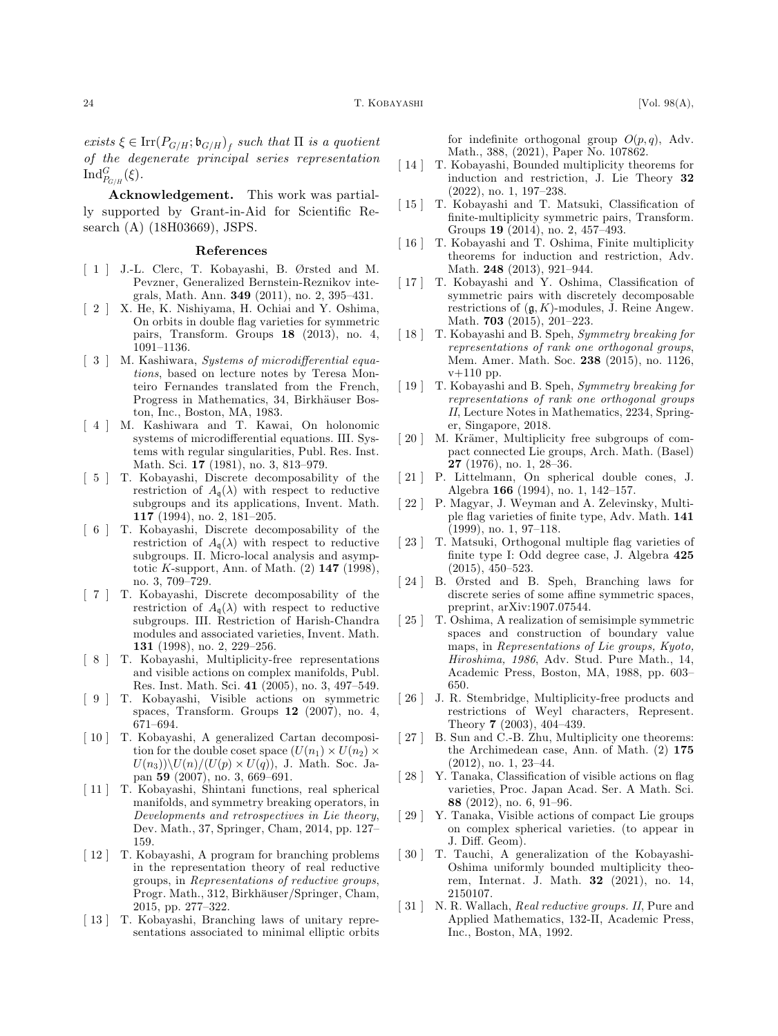*exists* $\xi \in \mathrm{Irr}(P_{G/H}; \mathfrak{b}_{G/H})_f$ *such that* $\Pi$ *is a quotient of the degenerate principal series representation* $\mathrm{Ind}_{P_{G/H}}^G(\xi)$.

**Acknowledgement.** This work was partially supported by Grant-in-Aid for Scientific Research (A) (18H03669), JSPS.

## References

[1] J.-L. Clerc, T. Kobayashi, B. Ørsted and M. Pevzner, Generalized Bernstein-Reznikov integrals, Math. Ann. **349** (2011), no. 2, 395–431.

[2] X. He, K. Nishiyama, H. Ochiai and Y. Oshima, On orbits in double flag varieties for symmetric pairs, Transform. Groups **18** (2013), no. 4, 1091–1136.

[3] M. Kashiwara, *Systems of microdifferential equations*, based on lecture notes by Teresa Monteiro Fernandes translated from the French, Progress in Mathematics, 34, Birkhäuser Boston, Inc., Boston, MA, 1983.

[4] M. Kashiwara and T. Kawai, On holonomic systems of microdifferential equations. III. Systems with regular singularities, Publ. Res. Inst. Math. Sci. **17** (1981), no. 3, 813–979.

[5] T. Kobayashi, Discrete decomposability of the restriction of $A_{\mathfrak{q}}(\lambda)$ with respect to reductive subgroups and its applications, Invent. Math. **117** (1994), no. 2, 181–205.

[6] T. Kobayashi, Discrete decomposability of the restriction of $A_{\mathfrak{q}}(\lambda)$ with respect to reductive subgroups. II. Micro-local analysis and asymptotic $K$-support, Ann. of Math. (2) **147** (1998), no. 3, 709–729.

[7] T. Kobayashi, Discrete decomposability of the restriction of $A_{\mathfrak{q}}(\lambda)$ with respect to reductive subgroups. III. Restriction of Harish-Chandra modules and associated varieties, Invent. Math. **131** (1998), no. 2, 229–256.

[8] T. Kobayashi, Multiplicity-free representations and visible actions on complex manifolds, Publ. Res. Inst. Math. Sci. **41** (2005), no. 3, 497–549.

[9] T. Kobayashi, Visible actions on symmetric spaces, Transform. Groups **12** (2007), no. 4, 671–694.

[10] T. Kobayashi, A generalized Cartan decomposition for the double coset space $(U(n_1) \times U(n_2) \times U(n_3))\backslash U(n)/(U(p) \times U(q))$, J. Math. Soc. Japan **59** (2007), no. 3, 669–691.

[11] T. Kobayashi, Shintani functions, real spherical manifolds, and symmetry breaking operators, in *Developments and retrospectives in Lie theory*, Dev. Math., 37, Springer, Cham, 2014, pp. 127–159.

[12] T. Kobayashi, A program for branching problems in the representation theory of real reductive groups, in *Representations of reductive groups*, Progr. Math., 312, Birkhäuser/Springer, Cham, 2015, pp. 277–322.

[13] T. Kobayashi, Branching laws of unitary representations associated to minimal elliptic orbits for indefinite orthogonal group $O(p,q)$, Adv. Math., 388, (2021), Paper No. 107862.

[14] T. Kobayashi, Bounded multiplicity theorems for induction and restriction, J. Lie Theory **32** (2022), no. 1, 197–238.

[15] T. Kobayashi and T. Matsuki, Classification of finite-multiplicity symmetric pairs, Transform. Groups **19** (2014), no. 2, 457–493.

[16] T. Kobayashi and T. Oshima, Finite multiplicity theorems for induction and restriction, Adv. Math. **248** (2013), 921–944.

[17] T. Kobayashi and Y. Oshima, Classification of symmetric pairs with discretely decomposable restrictions of $(\mathfrak{g}, K)$-modules, J. Reine Angew. Math. **703** (2015), 201–223.

[18] T. Kobayashi and B. Speh, *Symmetry breaking for representations of rank one orthogonal groups*, Mem. Amer. Math. Soc. **238** (2015), no. 1126, v+110 pp.

[19] T. Kobayashi and B. Speh, *Symmetry breaking for representations of rank one orthogonal groups II*, Lecture Notes in Mathematics, 2234, Springer, Singapore, 2018.

[20] M. Krämer, Multiplicity free subgroups of compact connected Lie groups, Arch. Math. (Basel) **27** (1976), no. 1, 28–36.

[21] P. Littelmann, On spherical double cones, J. Algebra **166** (1994), no. 1, 142–157.

[22] P. Magyar, J. Weyman and A. Zelevinsky, Multiple flag varieties of finite type, Adv. Math. **141** (1999), no. 1, 97–118.

[23] T. Matsuki, Orthogonal multiple flag varieties of finite type I: Odd degree case, J. Algebra **425** (2015), 450–523.

[24] B. Ørsted and B. Speh, Branching laws for discrete series of some affine symmetric spaces, preprint, arXiv:1907.07544.

[25] T. Oshima, A realization of semisimple symmetric spaces and construction of boundary value maps, in *Representations of Lie groups, Kyoto, Hiroshima, 1986*, Adv. Stud. Pure Math., 14, Academic Press, Boston, MA, 1988, pp. 603–650.

[26] J. R. Stembridge, Multiplicity-free products and restrictions of Weyl characters, Represent. Theory **7** (2003), 404–439.

[27] B. Sun and C.-B. Zhu, Multiplicity one theorems: the Archimedean case, Ann. of Math. (2) **175** (2012), no. 1, 23–44.

[28] Y. Tanaka, Classification of visible actions on flag varieties, Proc. Japan Acad. Ser. A Math. Sci. **88** (2012), no. 6, 91–96.

[29] Y. Tanaka, Visible actions of compact Lie groups on complex spherical varieties. (to appear in J. Diff. Geom).

[30] T. Tauchi, A generalization of the Kobayashi-Oshima uniformly bounded multiplicity theorem, Internat. J. Math. **32** (2021), no. 14, 2150107.

[31] N. R. Wallach, *Real reductive groups. II*, Pure and Applied Mathematics, 132-II, Academic Press, Inc., Boston, MA, 1992.